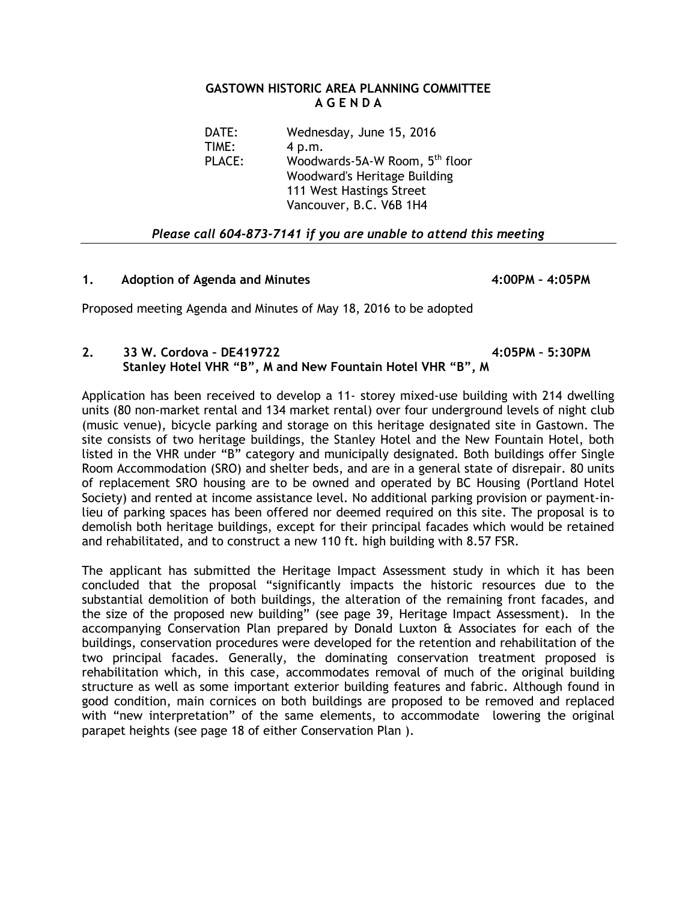# GASTOWN HISTORIC AREA PLANNING COMMITTEE
## A G E N D A

DATE: Wednesday, June 15, 2016
TIME: 4 p.m.
PLACE: Woodwards-5A-W Room, 5th floor
Woodward's Heritage Building
111 West Hastings Street
Vancouver, B.C. V6B 1H4

*Please call 604-873-7141 if you are unable to attend this meeting*

---

### 1. Adoption of Agenda and Minutes 4:00PM – 4:05PM

Proposed meeting Agenda and Minutes of May 18, 2016 to be adopted

### 2. 33 W. Cordova – DE419722 4:05PM – 5:30PM
### Stanley Hotel VHR "B", M and New Fountain Hotel VHR "B", M

Application has been received to develop a 11- storey mixed-use building with 214 dwelling units (80 non-market rental and 134 market rental) over four underground levels of night club (music venue), bicycle parking and storage on this heritage designated site in Gastown. The site consists of two heritage buildings, the Stanley Hotel and the New Fountain Hotel, both listed in the VHR under "B" category and municipally designated. Both buildings offer Single Room Accommodation (SRO) and shelter beds, and are in a general state of disrepair. 80 units of replacement SRO housing are to be owned and operated by BC Housing (Portland Hotel Society) and rented at income assistance level. No additional parking provision or payment-in-lieu of parking spaces has been offered nor deemed required on this site. The proposal is to demolish both heritage buildings, except for their principal facades which would be retained and rehabilitated, and to construct a new 110 ft. high building with 8.57 FSR.

The applicant has submitted the Heritage Impact Assessment study in which it has been concluded that the proposal "significantly impacts the historic resources due to the substantial demolition of both buildings, the alteration of the remaining front facades, and the size of the proposed new building" (see page 39, Heritage Impact Assessment). In the accompanying Conservation Plan prepared by Donald Luxton & Associates for each of the buildings, conservation procedures were developed for the retention and rehabilitation of the two principal facades. Generally, the dominating conservation treatment proposed is rehabilitation which, in this case, accommodates removal of much of the original building structure as well as some important exterior building features and fabric. Although found in good condition, main cornices on both buildings are proposed to be removed and replaced with "new interpretation" of the same elements, to accommodate lowering the original parapet heights (see page 18 of either Conservation Plan ).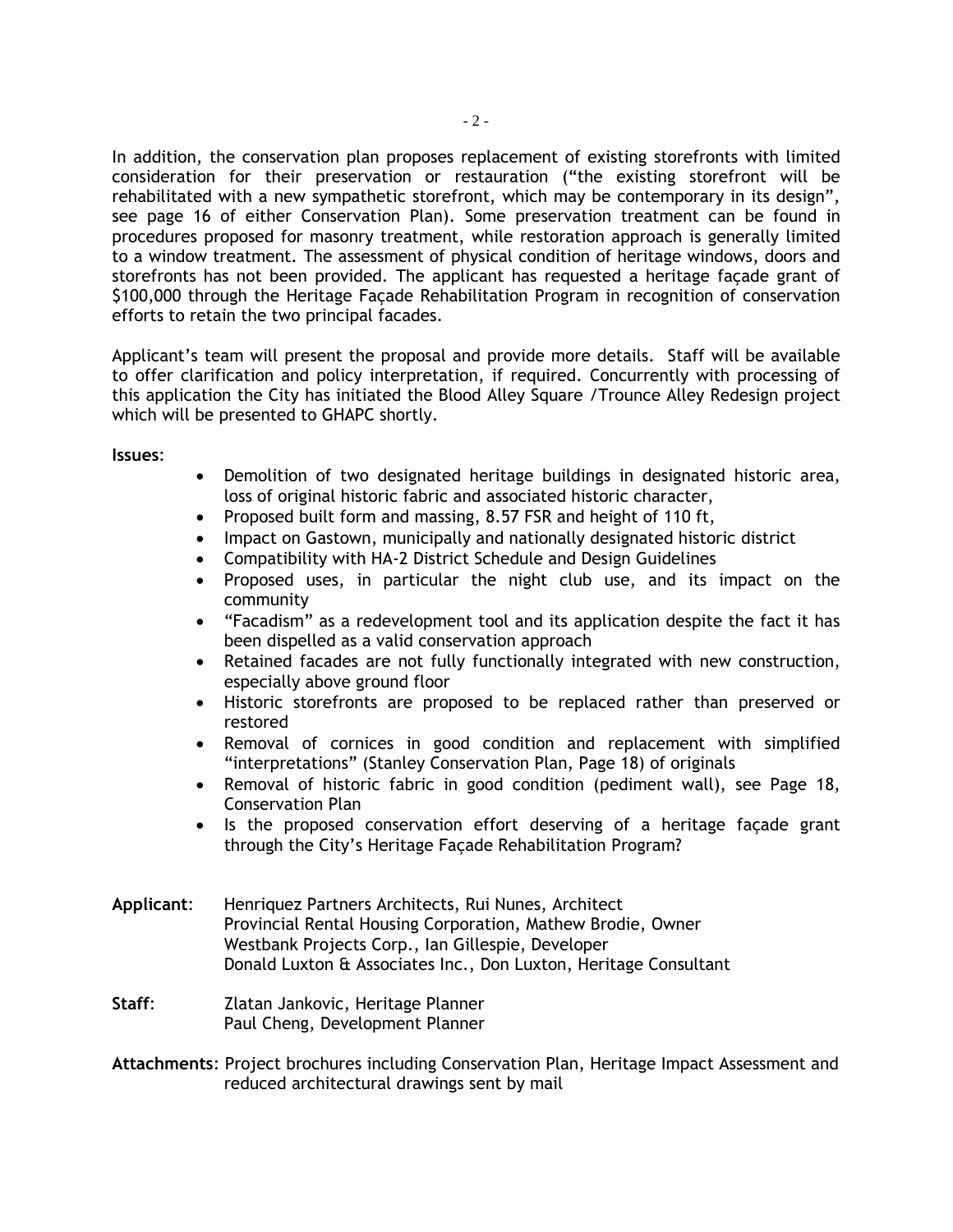In addition, the conservation plan proposes replacement of existing storefronts with limited consideration for their preservation or restauration ("the existing storefront will be rehabilitated with a new sympathetic storefront, which may be contemporary in its design", see page 16 of either Conservation Plan). Some preservation treatment can be found in procedures proposed for masonry treatment, while restoration approach is generally limited to a window treatment. The assessment of physical condition of heritage windows, doors and storefronts has not been provided. The applicant has requested a heritage façade grant of $100,000 through the Heritage Façade Rehabilitation Program in recognition of conservation efforts to retain the two principal facades.

Applicant's team will present the proposal and provide more details. Staff will be available to offer clarification and policy interpretation, if required. Concurrently with processing of this application the City has initiated the Blood Alley Square /Trounce Alley Redesign project which will be presented to GHAPC shortly.

**Issues**:

- Demolition of two designated heritage buildings in designated historic area, loss of original historic fabric and associated historic character,
- Proposed built form and massing, 8.57 FSR and height of 110 ft,
- Impact on Gastown, municipally and nationally designated historic district
- Compatibility with HA-2 District Schedule and Design Guidelines
- Proposed uses, in particular the night club use, and its impact on the community
- "Facadism" as a redevelopment tool and its application despite the fact it has been dispelled as a valid conservation approach
- Retained facades are not fully functionally integrated with new construction, especially above ground floor
- Historic storefronts are proposed to be replaced rather than preserved or restored
- Removal of cornices in good condition and replacement with simplified "interpretations" (Stanley Conservation Plan, Page 18) of originals
- Removal of historic fabric in good condition (pediment wall), see Page 18, Conservation Plan
- Is the proposed conservation effort deserving of a heritage façade grant through the City's Heritage Façade Rehabilitation Program?

**Applicant**: Henriquez Partners Architects, Rui Nunes, Architect
Provincial Rental Housing Corporation, Mathew Brodie, Owner
Westbank Projects Corp., Ian Gillespie, Developer
Donald Luxton & Associates Inc., Don Luxton, Heritage Consultant

**Staff**: Zlatan Jankovic, Heritage Planner
Paul Cheng, Development Planner

**Attachments**: Project brochures including Conservation Plan, Heritage Impact Assessment and reduced architectural drawings sent by mail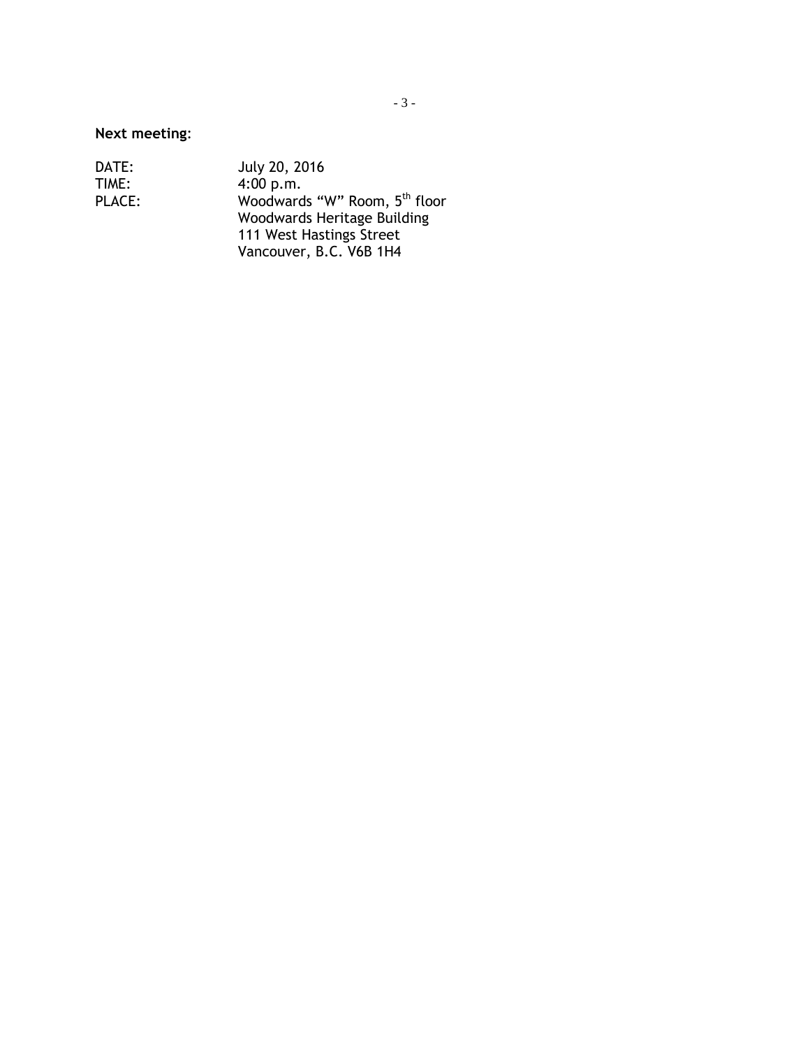**Next meeting**:

| | |
|---|---|
| DATE: | July 20, 2016 |
| TIME: | 4:00 p.m. |
| PLACE: | Woodwards "W" Room, 5th floor<br>Woodwards Heritage Building<br>111 West Hastings Street<br>Vancouver, B.C. V6B 1H4 |